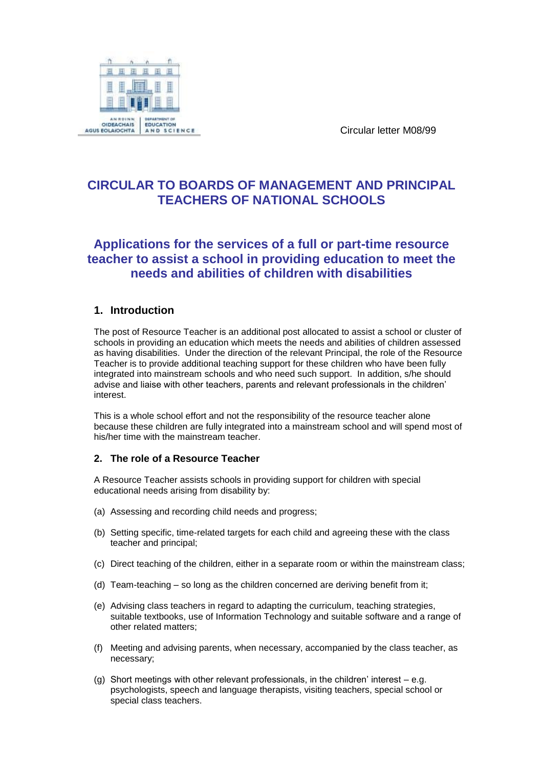Circular letter M08/99

# CIRCULAR TO BOARDS OF MANAGEMENT AND PRINCIPAL TEACHERS OF NATIONAL SCHOOLS

## Applications for the services of a full or part-time resource teacher to assist a school in providing education to meet the needs and abilities of children with disabilities

### 1. Introduction

The post of Resource Teacher is an additional post allocated to assist a school or cluster of schools in providing an education which meets the needs and abilities of children assessed as having disabilities. Under the direction of the relevant Principal, the role of the Resource Teacher is to provide additional teaching support for these children who have been fully integrated into mainstream schools and who need such support. In addition, s/he should advise and liaise with other teachers, parents and relevant professionals in the children' interest.

This is a whole school effort and not the responsibility of the resource teacher alone because these children are fully integrated into a mainstream school and will spend most of his/her time with the mainstream teacher.

### 2. The role of a Resource Teacher

A Resource Teacher assists schools in providing support for children with special educational needs arising from disability by:

(a) Assessing and recording child needs and progress;

(b) Setting specific, time-related targets for each child and agreeing these with the class teacher and principal;

(c) Direct teaching of the children, either in a separate room or within the mainstream class;

(d) Team-teaching – so long as the children concerned are deriving benefit from it;

(e) Advising class teachers in regard to adapting the curriculum, teaching strategies, suitable textbooks, use of Information Technology and suitable software and a range of other related matters;

(f) Meeting and advising parents, when necessary, accompanied by the class teacher, as necessary;

(g) Short meetings with other relevant professionals, in the children' interest – e.g. psychologists, speech and language therapists, visiting teachers, special school or special class teachers.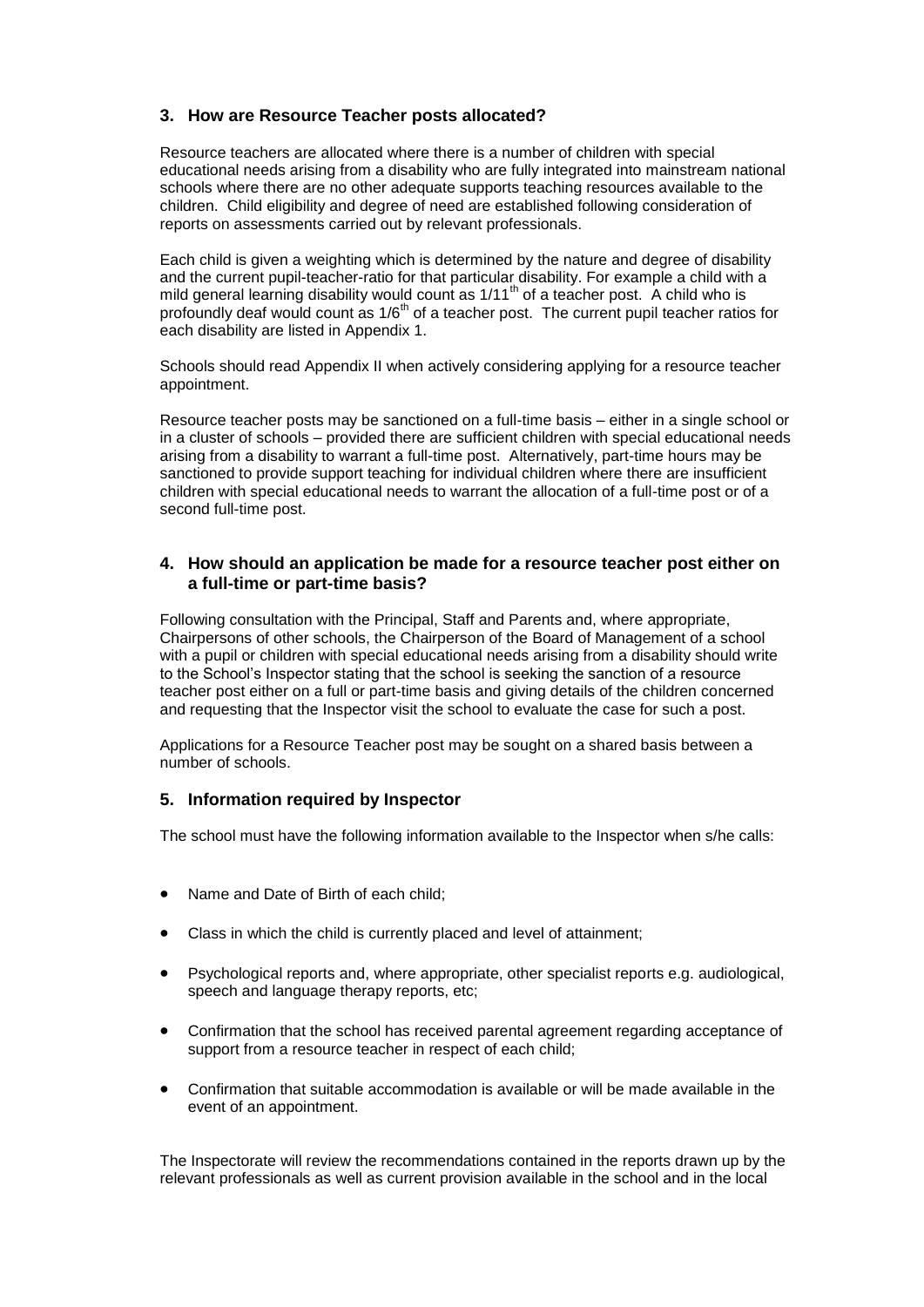## 3. How are Resource Teacher posts allocated?

Resource teachers are allocated where there is a number of children with special educational needs arising from a disability who are fully integrated into mainstream national schools where there are no other adequate supports teaching resources available to the children. Child eligibility and degree of need are established following consideration of reports on assessments carried out by relevant professionals.

Each child is given a weighting which is determined by the nature and degree of disability and the current pupil-teacher-ratio for that particular disability. For example a child with a mild general learning disability would count as 1/11th of a teacher post. A child who is profoundly deaf would count as 1/6th of a teacher post. The current pupil teacher ratios for each disability are listed in Appendix 1.

Schools should read Appendix II when actively considering applying for a resource teacher appointment.

Resource teacher posts may be sanctioned on a full-time basis – either in a single school or in a cluster of schools – provided there are sufficient children with special educational needs arising from a disability to warrant a full-time post. Alternatively, part-time hours may be sanctioned to provide support teaching for individual children where there are insufficient children with special educational needs to warrant the allocation of a full-time post or of a second full-time post.

## 4. How should an application be made for a resource teacher post either on a full-time or part-time basis?

Following consultation with the Principal, Staff and Parents and, where appropriate, Chairpersons of other schools, the Chairperson of the Board of Management of a school with a pupil or children with special educational needs arising from a disability should write to the School's Inspector stating that the school is seeking the sanction of a resource teacher post either on a full or part-time basis and giving details of the children concerned and requesting that the Inspector visit the school to evaluate the case for such a post.

Applications for a Resource Teacher post may be sought on a shared basis between a number of schools.

## 5. Information required by Inspector

The school must have the following information available to the Inspector when s/he calls:

- Name and Date of Birth of each child;
- Class in which the child is currently placed and level of attainment;
- Psychological reports and, where appropriate, other specialist reports e.g. audiological, speech and language therapy reports, etc;
- Confirmation that the school has received parental agreement regarding acceptance of support from a resource teacher in respect of each child;
- Confirmation that suitable accommodation is available or will be made available in the event of an appointment.

The Inspectorate will review the recommendations contained in the reports drawn up by the relevant professionals as well as current provision available in the school and in the local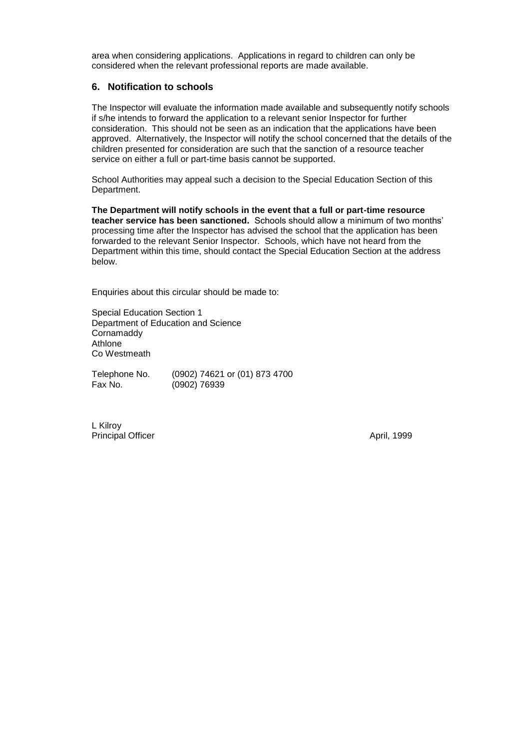area when considering applications. Applications in regard to children can only be considered when the relevant professional reports are made available.

## 6. Notification to schools

The Inspector will evaluate the information made available and subsequently notify schools if s/he intends to forward the application to a relevant senior Inspector for further consideration. This should not be seen as an indication that the applications have been approved. Alternatively, the Inspector will notify the school concerned that the details of the children presented for consideration are such that the sanction of a resource teacher service on either a full or part-time basis cannot be supported.

School Authorities may appeal such a decision to the Special Education Section of this Department.

**The Department will notify schools in the event that a full or part-time resource teacher service has been sanctioned.** Schools should allow a minimum of two months' processing time after the Inspector has advised the school that the application has been forwarded to the relevant Senior Inspector. Schools, which have not heard from the Department within this time, should contact the Special Education Section at the address below.

Enquiries about this circular should be made to:

Special Education Section 1
Department of Education and Science
Cornamaddy
Athlone
Co Westmeath

Telephone No. (0902) 74621 or (01) 873 4700
Fax No. (0902) 76939

L Kilroy
Principal Officer

April, 1999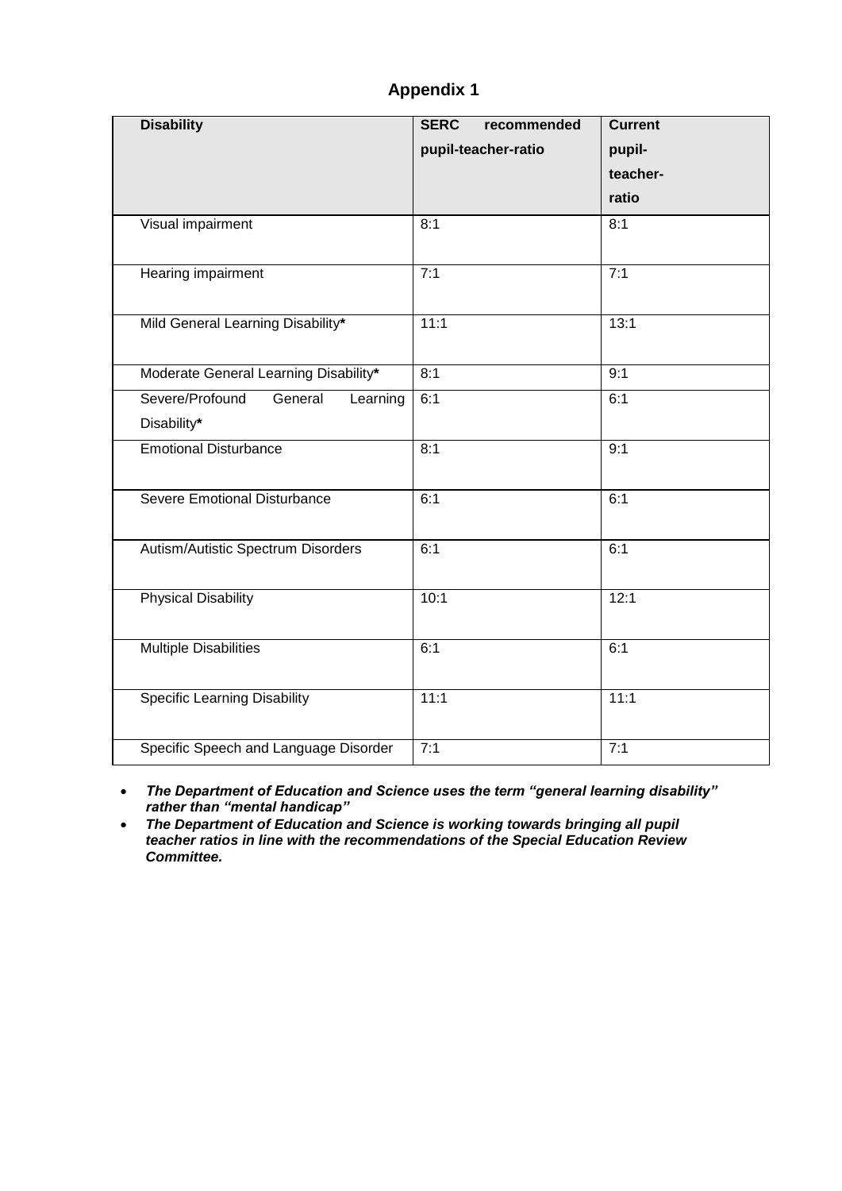# Appendix 1

| Disability | SERC recommended pupil-teacher-ratio | Current pupil-teacher-ratio |
|---|---|---|
| Visual impairment | 8:1 | 8:1 |
| Hearing impairment | 7:1 | 7:1 |
| Mild General Learning Disability* | 11:1 | 13:1 |
| Moderate General Learning Disability* | 8:1 | 9:1 |
| Severe/Profound General Learning Disability* | 6:1 | 6:1 |
| Emotional Disturbance | 8:1 | 9:1 |
| Severe Emotional Disturbance | 6:1 | 6:1 |
| Autism/Autistic Spectrum Disorders | 6:1 | 6:1 |
| Physical Disability | 10:1 | 12:1 |
| Multiple Disabilities | 6:1 | 6:1 |
| Specific Learning Disability | 11:1 | 11:1 |
| Specific Speech and Language Disorder | 7:1 | 7:1 |

- ***The Department of Education and Science uses the term "general learning disability" rather than "mental handicap"***
- ***The Department of Education and Science is working towards bringing all pupil teacher ratios in line with the recommendations of the Special Education Review Committee.***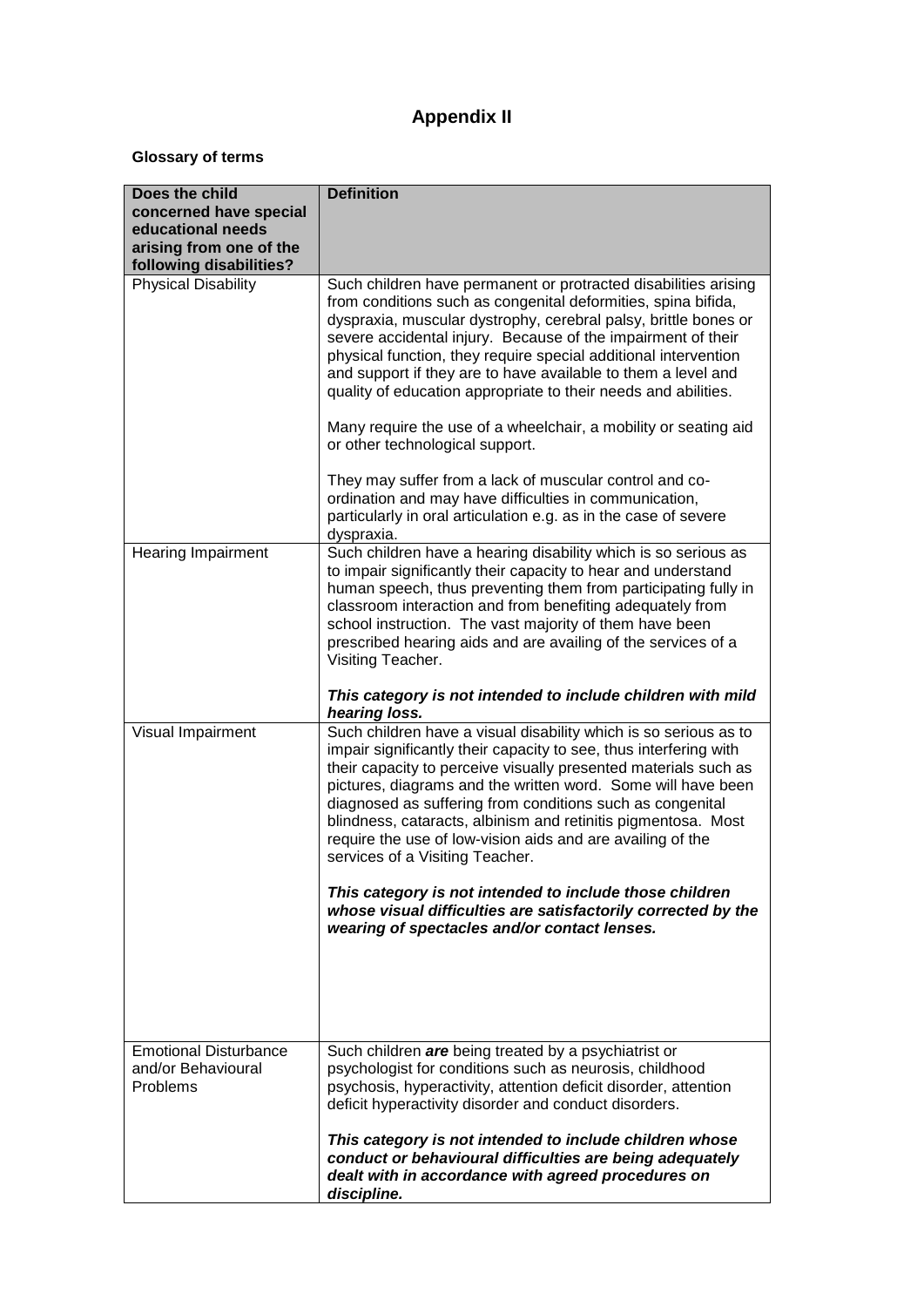# Appendix II

**Glossary of terms**

| **Does the child concerned have special educational needs arising from one of the following disabilities?** | **Definition** |
| --- | --- |
| Physical Disability | Such children have permanent or protracted disabilities arising from conditions such as congenital deformities, spina bifida, dyspraxia, muscular dystrophy, cerebral palsy, brittle bones or severe accidental injury. Because of the impairment of their physical function, they require special additional intervention and support if they are to have available to them a level and quality of education appropriate to their needs and abilities.<br><br>Many require the use of a wheelchair, a mobility or seating aid or other technological support.<br><br>They may suffer from a lack of muscular control and co-ordination and may have difficulties in communication, particularly in oral articulation e.g. as in the case of severe dyspraxia. |
| Hearing Impairment | Such children have a hearing disability which is so serious as to impair significantly their capacity to hear and understand human speech, thus preventing them from participating fully in classroom interaction and from benefiting adequately from school instruction. The vast majority of them have been prescribed hearing aids and are availing of the services of a Visiting Teacher.<br><br>***This category is not intended to include children with mild hearing loss.*** |
| Visual Impairment | Such children have a visual disability which is so serious as to impair significantly their capacity to see, thus interfering with their capacity to perceive visually presented materials such as pictures, diagrams and the written word. Some will have been diagnosed as suffering from conditions such as congenital blindness, cataracts, albinism and retinitis pigmentosa. Most require the use of low-vision aids and are availing of the services of a Visiting Teacher.<br><br>***This category is not intended to include those children whose visual difficulties are satisfactorily corrected by the wearing of spectacles and/or contact lenses.*** |
| Emotional Disturbance and/or Behavioural Problems | Such children ***are*** being treated by a psychiatrist or psychologist for conditions such as neurosis, childhood psychosis, hyperactivity, attention deficit disorder, attention deficit hyperactivity disorder and conduct disorders.<br><br>***This category is not intended to include children whose conduct or behavioural difficulties are being adequately dealt with in accordance with agreed procedures on discipline.*** |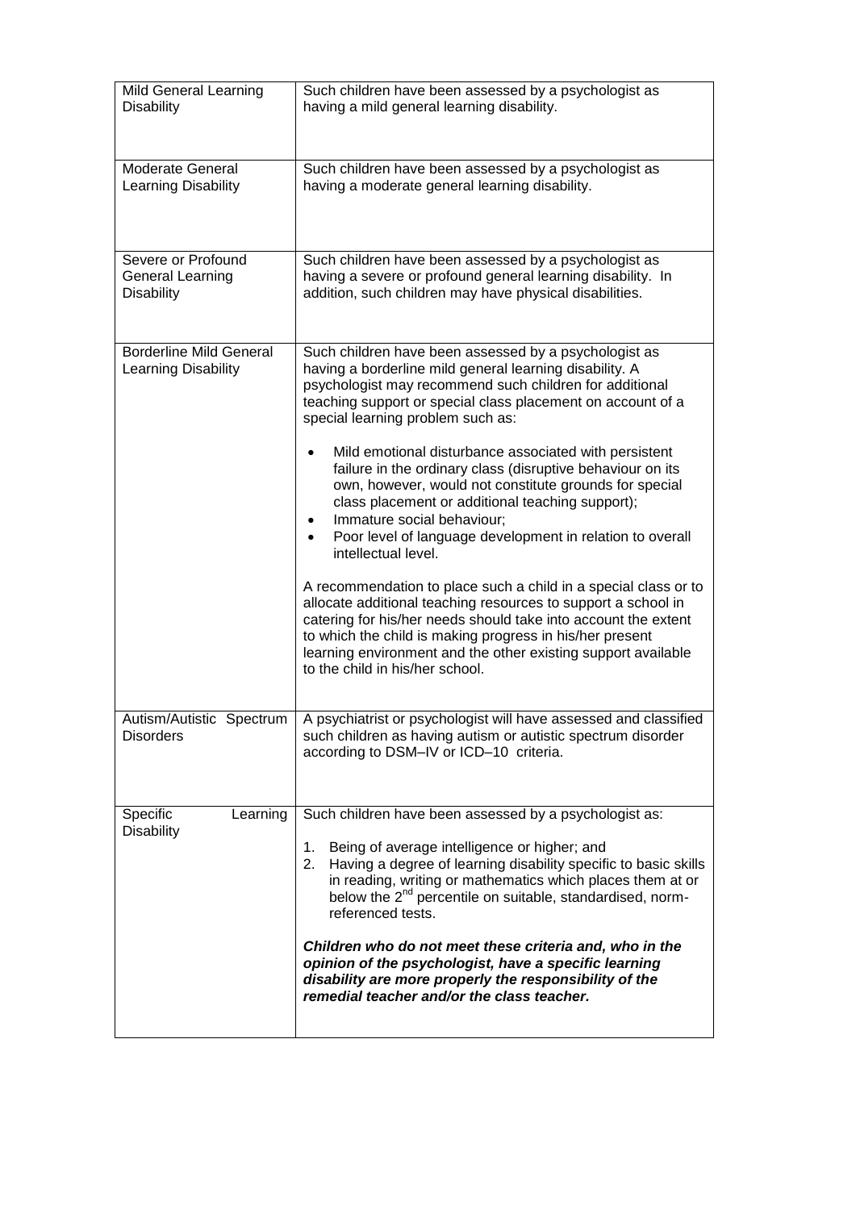| | |
|---|---|
| Mild General Learning Disability | Such children have been assessed by a psychologist as having a mild general learning disability. |
| Moderate General Learning Disability | Such children have been assessed by a psychologist as having a moderate general learning disability. |
| Severe or Profound General Learning Disability | Such children have been assessed by a psychologist as having a severe or profound general learning disability. In addition, such children may have physical disabilities. |
| Borderline Mild General Learning Disability | Such children have been assessed by a psychologist as having a borderline mild general learning disability. A psychologist may recommend such children for additional teaching support or special class placement on account of a special learning problem such as:<br><br>• Mild emotional disturbance associated with persistent failure in the ordinary class (disruptive behaviour on its own, however, would not constitute grounds for special class placement or additional teaching support);<br>• Immature social behaviour;<br>• Poor level of language development in relation to overall intellectual level.<br><br>A recommendation to place such a child in a special class or to allocate additional teaching resources to support a school in catering for his/her needs should take into account the extent to which the child is making progress in his/her present learning environment and the other existing support available to the child in his/her school. |
| Autism/Autistic Spectrum Disorders | A psychiatrist or psychologist will have assessed and classified such children as having autism or autistic spectrum disorder according to DSM–IV or ICD–10 criteria. |
| Specific Learning Disability | Such children have been assessed by a psychologist as:<br><br>1. Being of average intelligence or higher; and<br>2. Having a degree of learning disability specific to basic skills in reading, writing or mathematics which places them at or below the 2nd percentile on suitable, standardised, norm-referenced tests.<br><br>***Children who do not meet these criteria and, who in the opinion of the psychologist, have a specific learning disability are more properly the responsibility of the remedial teacher and/or the class teacher.*** |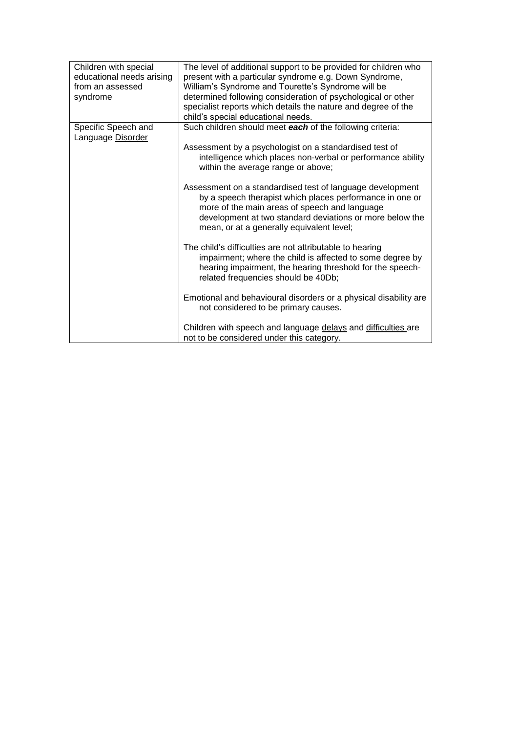| | |
|---|---|
| Children with special educational needs arising from an assessed syndrome | The level of additional support to be provided for children who present with a particular syndrome e.g. Down Syndrome, William's Syndrome and Tourette's Syndrome will be determined following consideration of psychological or other specialist reports which details the nature and degree of the child's special educational needs. |
| Specific Speech and Language <u>Disorder</u> | Such children should meet ***each*** of the following criteria:<br><br>Assessment by a psychologist on a standardised test of intelligence which places non-verbal or performance ability within the average range or above;<br><br>Assessment on a standardised test of language development by a speech therapist which places performance in one or more of the main areas of speech and language development at two standard deviations or more below the mean, or at a generally equivalent level;<br><br>The child's difficulties are not attributable to hearing impairment; where the child is affected to some degree by hearing impairment, the hearing threshold for the speech-related frequencies should be 40Db;<br><br>Emotional and behavioural disorders or a physical disability are not considered to be primary causes.<br><br>Children with speech and language <u>delays</u> and <u>difficulties</u> are not to be considered under this category. |